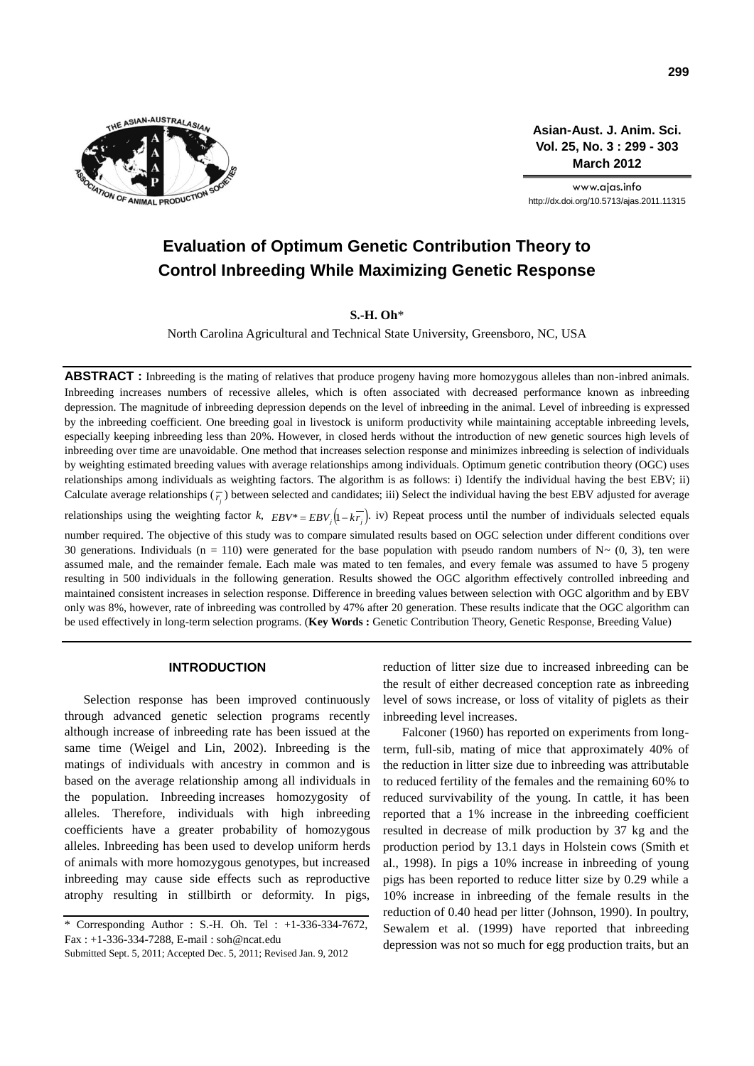# Evaluation of Optimum Genetic Contribution Theory to Control Inbreeding While Maximizing Genetic Response

**S.-H. Oh***

North Carolina Agricultural and Technical State University, Greensboro, NC, USA

**ABSTRACT :** Inbreeding is the mating of relatives that produce progeny having more homozygous alleles than non-inbred animals. Inbreeding increases numbers of recessive alleles, which is often associated with decreased performance known as inbreeding depression. The magnitude of inbreeding depression depends on the level of inbreeding in the animal. Level of inbreeding is expressed by the inbreeding coefficient. One breeding goal in livestock is uniform productivity while maintaining acceptable inbreeding levels, especially keeping inbreeding less than 20%. However, in closed herds without the introduction of new genetic sources high levels of inbreeding over time are unavoidable. One method that increases selection response and minimizes inbreeding is selection of individuals by weighting estimated breeding values with average relationships among individuals. Optimum genetic contribution theory (OGC) uses relationships among individuals as weighting factors. The algorithm is as follows: i) Identify the individual having the best EBV; ii) Calculate average relationships ($\overline{r_j}$) between selected and candidates; iii) Select the individual having the best EBV adjusted for average relationships using the weighting factor $k$, $EBV^* = EBV_j(1-k\overline{r_j})$. iv) Repeat process until the number of individuals selected equals number required. The objective of this study was to compare simulated results based on OGC selection under different conditions over 30 generations. Individuals (n = 110) were generated for the base population with pseudo random numbers of N~ (0, 3), ten were assumed male, and the remainder female. Each male was mated to ten females, and every female was assumed to have 5 progeny resulting in 500 individuals in the following generation. Results showed the OGC algorithm effectively controlled inbreeding and maintained consistent increases in selection response. Difference in breeding values between selection with OGC algorithm and by EBV only was 8%, however, rate of inbreeding was controlled by 47% after 20 generation. These results indicate that the OGC algorithm can be used effectively in long-term selection programs. (**Key Words :** Genetic Contribution Theory, Genetic Response, Breeding Value)

## INTRODUCTION

Selection response has been improved continuously through advanced genetic selection programs recently although increase of inbreeding rate has been issued at the same time (Weigel and Lin, 2002). Inbreeding is the matings of individuals with ancestry in common and is based on the average relationship among all individuals in the population. Inbreeding increases homozygosity of alleles. Therefore, individuals with high inbreeding coefficients have a greater probability of homozygous alleles. Inbreeding has been used to develop uniform herds of animals with more homozygous genotypes, but increased inbreeding may cause side effects such as reproductive atrophy resulting in stillbirth or deformity. In pigs, reduction of litter size due to increased inbreeding can be the result of either decreased conception rate as inbreeding level of sows increase, or loss of vitality of piglets as their inbreeding level increases.

Falconer (1960) has reported on experiments from long-term, full-sib, mating of mice that approximately 40% of the reduction in litter size due to inbreeding was attributable to reduced fertility of the females and the remaining 60% to reduced survivability of the young. In cattle, it has been reported that a 1% increase in the inbreeding coefficient resulted in decrease of milk production by 37 kg and the production period by 13.1 days in Holstein cows (Smith et al., 1998). In pigs a 10% increase in inbreeding of young pigs has been reported to reduce litter size by 0.29 while a 10% increase in inbreeding of the female results in the reduction of 0.40 head per litter (Johnson, 1990). In poultry, Sewalem et al. (1999) have reported that inbreeding depression was not so much for egg production traits, but an

* Corresponding Author : S.-H. Oh. Tel : +1-336-334-7672, Fax : +1-336-334-7288, E-mail : soh@ncat.edu

Submitted Sept. 5, 2011; Accepted Dec. 5, 2011; Revised Jan. 9, 2012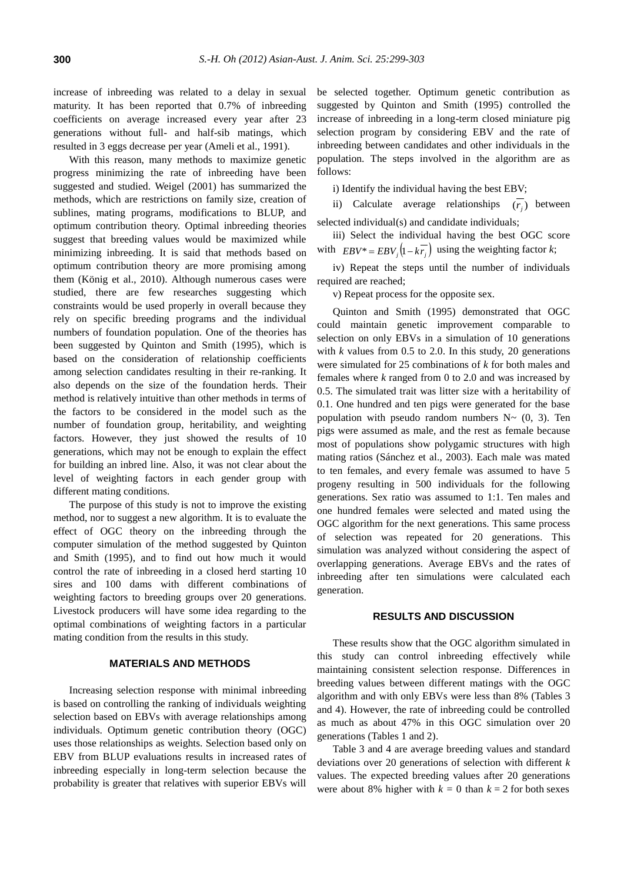increase of inbreeding was related to a delay in sexual maturity. It has been reported that 0.7% of inbreeding coefficients on average increased every year after 23 generations without full- and half-sib matings, which resulted in 3 eggs decrease per year (Ameli et al., 1991).

With this reason, many methods to maximize genetic progress minimizing the rate of inbreeding have been suggested and studied. Weigel (2001) has summarized the methods, which are restrictions on family size, creation of sublines, mating programs, modifications to BLUP, and optimum contribution theory. Optimal inbreeding theories suggest that breeding values would be maximized while minimizing inbreeding. It is said that methods based on optimum contribution theory are more promising among them (König et al., 2010). Although numerous cases were studied, there are few researches suggesting which constraints would be used properly in overall because they rely on specific breeding programs and the individual numbers of foundation population. One of the theories has been suggested by Quinton and Smith (1995), which is based on the consideration of relationship coefficients among selection candidates resulting in their re-ranking. It also depends on the size of the foundation herds. Their method is relatively intuitive than other methods in terms of the factors to be considered in the model such as the number of foundation group, heritability, and weighting factors. However, they just showed the results of 10 generations, which may not be enough to explain the effect for building an inbred line. Also, it was not clear about the level of weighting factors in each gender group with different mating conditions.

The purpose of this study is not to improve the existing method, nor to suggest a new algorithm. It is to evaluate the effect of OGC theory on the inbreeding through the computer simulation of the method suggested by Quinton and Smith (1995), and to find out how much it would control the rate of inbreeding in a closed herd starting 10 sires and 100 dams with different combinations of weighting factors to breeding groups over 20 generations. Livestock producers will have some idea regarding to the optimal combinations of weighting factors in a particular mating condition from the results in this study.

## MATERIALS AND METHODS

Increasing selection response with minimal inbreeding is based on controlling the ranking of individuals weighting selection based on EBVs with average relationships among individuals. Optimum genetic contribution theory (OGC) uses those relationships as weights. Selection based only on EBV from BLUP evaluations results in increased rates of inbreeding especially in long-term selection because the probability is greater that relatives with superior EBVs will be selected together. Optimum genetic contribution as suggested by Quinton and Smith (1995) controlled the increase of inbreeding in a long-term closed miniature pig selection program by considering EBV and the rate of inbreeding between candidates and other individuals in the population. The steps involved in the algorithm are as follows:

i) Identify the individual having the best EBV;

ii) Calculate average relationships $(\overline{r_j})$ between selected individual(s) and candidate individuals;

iii) Select the individual having the best OGC score with $EBV^* = EBV_j\left(1 - k\overline{r_j}\right)$ using the weighting factor *k*;

iv) Repeat the steps until the number of individuals required are reached;

v) Repeat process for the opposite sex.

Quinton and Smith (1995) demonstrated that OGC could maintain genetic improvement comparable to selection on only EBVs in a simulation of 10 generations with *k* values from 0.5 to 2.0. In this study, 20 generations were simulated for 25 combinations of *k* for both males and females where *k* ranged from 0 to 2.0 and was increased by 0.5. The simulated trait was litter size with a heritability of 0.1. One hundred and ten pigs were generated for the base population with pseudo random numbers N~ (0, 3). Ten pigs were assumed as male, and the rest as female because most of populations show polygamic structures with high mating ratios (Sánchez et al., 2003). Each male was mated to ten females, and every female was assumed to have 5 progeny resulting in 500 individuals for the following generations. Sex ratio was assumed to 1:1. Ten males and one hundred females were selected and mated using the OGC algorithm for the next generations. This same process of selection was repeated for 20 generations. This simulation was analyzed without considering the aspect of overlapping generations. Average EBVs and the rates of inbreeding after ten simulations were calculated each generation.

## RESULTS AND DISCUSSION

These results show that the OGC algorithm simulated in this study can control inbreeding effectively while maintaining consistent selection response. Differences in breeding values between different matings with the OGC algorithm and with only EBVs were less than 8% (Tables 3 and 4). However, the rate of inbreeding could be controlled as much as about 47% in this OGC simulation over 20 generations (Tables 1 and 2).

Table 3 and 4 are average breeding values and standard deviations over 20 generations of selection with different *k* values. The expected breeding values after 20 generations were about 8% higher with $k = 0$ than $k = 2$ for both sexes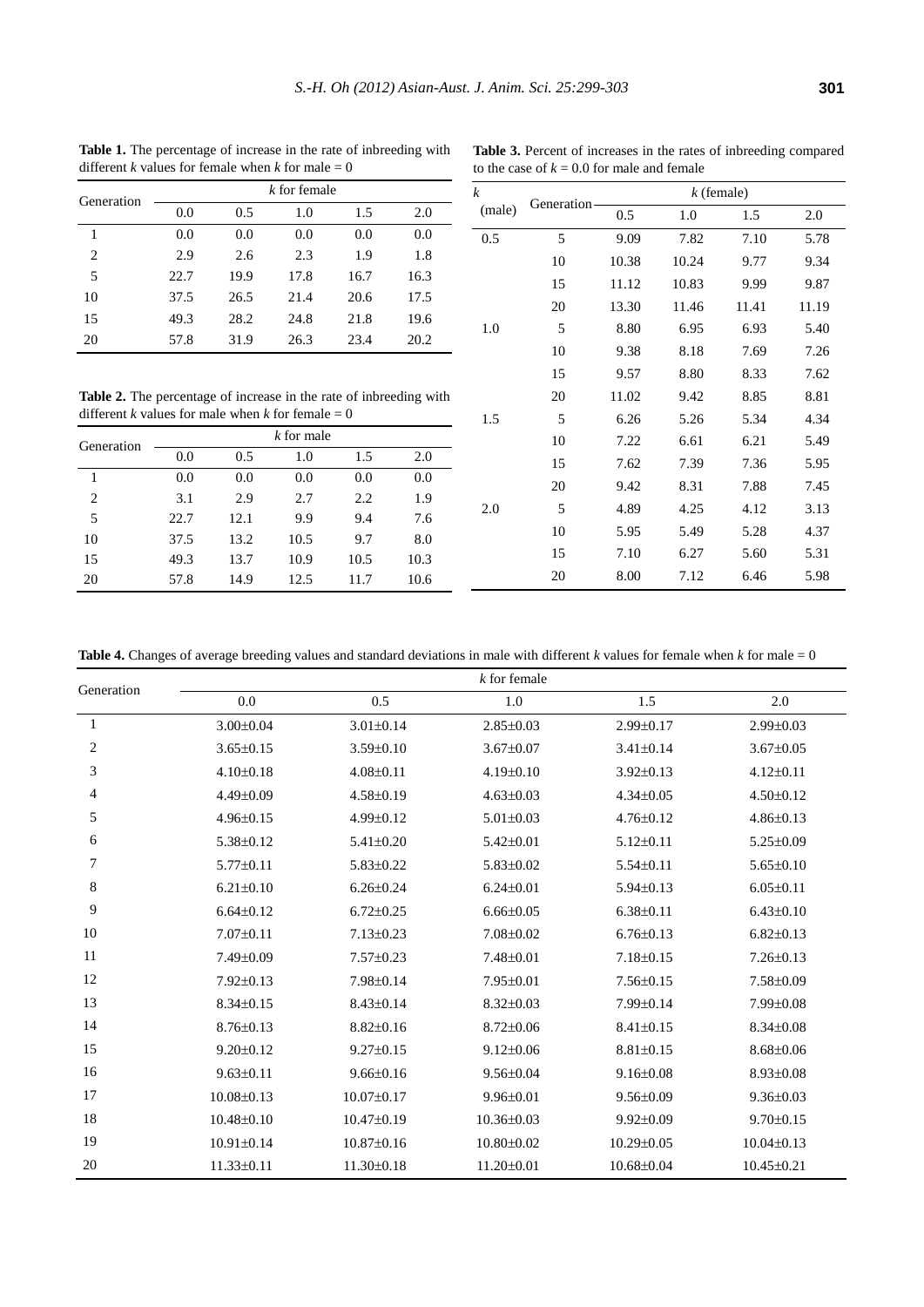**Table 1.** The percentage of increase in the rate of inbreeding with different *k* values for female when *k* for male = 0

| Generation | *k* for female | | | | |
|---|---|---|---|---|---|
| | 0.0 | 0.5 | 1.0 | 1.5 | 2.0 |
| 1 | 0.0 | 0.0 | 0.0 | 0.0 | 0.0 |
| 2 | 2.9 | 2.6 | 2.3 | 1.9 | 1.8 |
| 5 | 22.7 | 19.9 | 17.8 | 16.7 | 16.3 |
| 10 | 37.5 | 26.5 | 21.4 | 20.6 | 17.5 |
| 15 | 49.3 | 28.2 | 24.8 | 21.8 | 19.6 |
| 20 | 57.8 | 31.9 | 26.3 | 23.4 | 20.2 |

**Table 2.** The percentage of increase in the rate of inbreeding with different *k* values for male when *k* for female = 0

| Generation | *k* for male | | | | |
|---|---|---|---|---|---|
| | 0.0 | 0.5 | 1.0 | 1.5 | 2.0 |
| 1 | 0.0 | 0.0 | 0.0 | 0.0 | 0.0 |
| 2 | 3.1 | 2.9 | 2.7 | 2.2 | 1.9 |
| 5 | 22.7 | 12.1 | 9.9 | 9.4 | 7.6 |
| 10 | 37.5 | 13.2 | 10.5 | 9.7 | 8.0 |
| 15 | 49.3 | 13.7 | 10.9 | 10.5 | 10.3 |
| 20 | 57.8 | 14.9 | 12.5 | 11.7 | 10.6 |

**Table 3.** Percent of increases in the rates of inbreeding compared to the case of *k* = 0.0 for male and female

| *k* (male) | Generation | *k* (female) | | | |
|---|---|---|---|---|---|
| | | 0.5 | 1.0 | 1.5 | 2.0 |
| 0.5 | 5 | 9.09 | 7.82 | 7.10 | 5.78 |
| | 10 | 10.38 | 10.24 | 9.77 | 9.34 |
| | 15 | 11.12 | 10.83 | 9.99 | 9.87 |
| | 20 | 13.30 | 11.46 | 11.41 | 11.19 |
| 1.0 | 5 | 8.80 | 6.95 | 6.93 | 5.40 |
| | 10 | 9.38 | 8.18 | 7.69 | 7.26 |
| | 15 | 9.57 | 8.80 | 8.33 | 7.62 |
| | 20 | 11.02 | 9.42 | 8.85 | 8.81 |
| 1.5 | 5 | 6.26 | 5.26 | 5.34 | 4.34 |
| | 10 | 7.22 | 6.61 | 6.21 | 5.49 |
| | 15 | 7.62 | 7.39 | 7.36 | 5.95 |
| | 20 | 9.42 | 8.31 | 7.88 | 7.45 |
| 2.0 | 5 | 4.89 | 4.25 | 4.12 | 3.13 |
| | 10 | 5.95 | 5.49 | 5.28 | 4.37 |
| | 15 | 7.10 | 6.27 | 5.60 | 5.31 |
| | 20 | 8.00 | 7.12 | 6.46 | 5.98 |

**Table 4.** Changes of average breeding values and standard deviations in male with different *k* values for female when *k* for male = 0

| Generation | *k* for female | | | | |
|---|---|---|---|---|---|
| | 0.0 | 0.5 | 1.0 | 1.5 | 2.0 |
| 1 | 3.00±0.04 | 3.01±0.14 | 2.85±0.03 | 2.99±0.17 | 2.99±0.03 |
| 2 | 3.65±0.15 | 3.59±0.10 | 3.67±0.07 | 3.41±0.14 | 3.67±0.05 |
| 3 | 4.10±0.18 | 4.08±0.11 | 4.19±0.10 | 3.92±0.13 | 4.12±0.11 |
| 4 | 4.49±0.09 | 4.58±0.19 | 4.63±0.03 | 4.34±0.05 | 4.50±0.12 |
| 5 | 4.96±0.15 | 4.99±0.12 | 5.01±0.03 | 4.76±0.12 | 4.86±0.13 |
| 6 | 5.38±0.12 | 5.41±0.20 | 5.42±0.01 | 5.12±0.11 | 5.25±0.09 |
| 7 | 5.77±0.11 | 5.83±0.22 | 5.83±0.02 | 5.54±0.11 | 5.65±0.10 |
| 8 | 6.21±0.10 | 6.26±0.24 | 6.24±0.01 | 5.94±0.13 | 6.05±0.11 |
| 9 | 6.64±0.12 | 6.72±0.25 | 6.66±0.05 | 6.38±0.11 | 6.43±0.10 |
| 10 | 7.07±0.11 | 7.13±0.23 | 7.08±0.02 | 6.76±0.13 | 6.82±0.13 |
| 11 | 7.49±0.09 | 7.57±0.23 | 7.48±0.01 | 7.18±0.15 | 7.26±0.13 |
| 12 | 7.92±0.13 | 7.98±0.14 | 7.95±0.01 | 7.56±0.15 | 7.58±0.09 |
| 13 | 8.34±0.15 | 8.43±0.14 | 8.32±0.03 | 7.99±0.14 | 7.99±0.08 |
| 14 | 8.76±0.13 | 8.82±0.16 | 8.72±0.06 | 8.41±0.15 | 8.34±0.08 |
| 15 | 9.20±0.12 | 9.27±0.15 | 9.12±0.06 | 8.81±0.15 | 8.68±0.06 |
| 16 | 9.63±0.11 | 9.66±0.16 | 9.56±0.04 | 9.16±0.08 | 8.93±0.08 |
| 17 | 10.08±0.13 | 10.07±0.17 | 9.96±0.01 | 9.56±0.09 | 9.36±0.03 |
| 18 | 10.48±0.10 | 10.47±0.19 | 10.36±0.03 | 9.92±0.09 | 9.70±0.15 |
| 19 | 10.91±0.14 | 10.87±0.16 | 10.80±0.02 | 10.29±0.05 | 10.04±0.13 |
| 20 | 11.33±0.11 | 11.30±0.18 | 11.20±0.01 | 10.68±0.04 | 10.45±0.21 |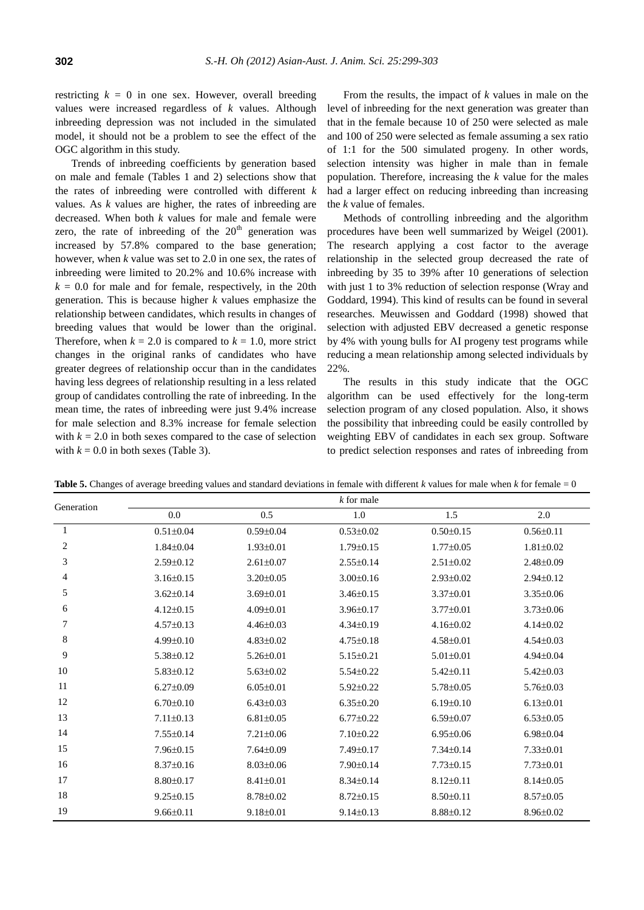restricting $k$ = 0 in one sex. However, overall breeding values were increased regardless of $k$ values. Although inbreeding depression was not included in the simulated model, it should not be a problem to see the effect of the OGC algorithm in this study.

Trends of inbreeding coefficients by generation based on male and female (Tables 1 and 2) selections show that the rates of inbreeding were controlled with different $k$ values. As $k$ values are higher, the rates of inbreeding are decreased. When both $k$ values for male and female were zero, the rate of inbreeding of the $20^{th}$ generation was increased by 57.8% compared to the base generation; however, when $k$ value was set to 2.0 in one sex, the rates of inbreeding were limited to 20.2% and 10.6% increase with $k$ = 0.0 for male and for female, respectively, in the 20th generation. This is because higher $k$ values emphasize the relationship between candidates, which results in changes of breeding values that would be lower than the original. Therefore, when $k$ = 2.0 is compared to $k$ = 1.0, more strict changes in the original ranks of candidates who have greater degrees of relationship occur than in the candidates having less degrees of relationship resulting in a less related group of candidates controlling the rate of inbreeding. In the mean time, the rates of inbreeding were just 9.4% increase for male selection and 8.3% increase for female selection with $k$ = 2.0 in both sexes compared to the case of selection with $k$ = 0.0 in both sexes (Table 3).

From the results, the impact of $k$ values in male on the level of inbreeding for the next generation was greater than that in the female because 10 of 250 were selected as male and 100 of 250 were selected as female assuming a sex ratio of 1:1 for the 500 simulated progeny. In other words, selection intensity was higher in male than in female population. Therefore, increasing the $k$ value for the males had a larger effect on reducing inbreeding than increasing the $k$ value of females.

Methods of controlling inbreeding and the algorithm procedures have been well summarized by Weigel (2001). The research applying a cost factor to the average relationship in the selected group decreased the rate of inbreeding by 35 to 39% after 10 generations of selection with just 1 to 3% reduction of selection response (Wray and Goddard, 1994). This kind of results can be found in several researches. Meuwissen and Goddard (1998) showed that selection with adjusted EBV decreased a genetic response by 4% with young bulls for AI progeny test programs while reducing a mean relationship among selected individuals by 22%.

The results in this study indicate that the OGC algorithm can be used effectively for the long-term selection program of any closed population. Also, it shows the possibility that inbreeding could be easily controlled by weighting EBV of candidates in each sex group. Software to predict selection responses and rates of inbreeding from

**Table 5.** Changes of average breeding values and standard deviations in female with different $k$ values for male when $k$ for female = 0

| Generation | $k$ for male | | | | |
|---|---|---|---|---|---|
| | 0.0 | 0.5 | 1.0 | 1.5 | 2.0 |
| 1 | 0.51±0.04 | 0.59±0.04 | 0.53±0.02 | 0.50±0.15 | 0.56±0.11 |
| 2 | 1.84±0.04 | 1.93±0.01 | 1.79±0.15 | 1.77±0.05 | 1.81±0.02 |
| 3 | 2.59±0.12 | 2.61±0.07 | 2.55±0.14 | 2.51±0.02 | 2.48±0.09 |
| 4 | 3.16±0.15 | 3.20±0.05 | 3.00±0.16 | 2.93±0.02 | 2.94±0.12 |
| 5 | 3.62±0.14 | 3.69±0.01 | 3.46±0.15 | 3.37±0.01 | 3.35±0.06 |
| 6 | 4.12±0.15 | 4.09±0.01 | 3.96±0.17 | 3.77±0.01 | 3.73±0.06 |
| 7 | 4.57±0.13 | 4.46±0.03 | 4.34±0.19 | 4.16±0.02 | 4.14±0.02 |
| 8 | 4.99±0.10 | 4.83±0.02 | 4.75±0.18 | 4.58±0.01 | 4.54±0.03 |
| 9 | 5.38±0.12 | 5.26±0.01 | 5.15±0.21 | 5.01±0.01 | 4.94±0.04 |
| 10 | 5.83±0.12 | 5.63±0.02 | 5.54±0.22 | 5.42±0.11 | 5.42±0.03 |
| 11 | 6.27±0.09 | 6.05±0.01 | 5.92±0.22 | 5.78±0.05 | 5.76±0.03 |
| 12 | 6.70±0.10 | 6.43±0.03 | 6.35±0.20 | 6.19±0.10 | 6.13±0.01 |
| 13 | 7.11±0.13 | 6.81±0.05 | 6.77±0.22 | 6.59±0.07 | 6.53±0.05 |
| 14 | 7.55±0.14 | 7.21±0.06 | 7.10±0.22 | 6.95±0.06 | 6.98±0.04 |
| 15 | 7.96±0.15 | 7.64±0.09 | 7.49±0.17 | 7.34±0.14 | 7.33±0.01 |
| 16 | 8.37±0.16 | 8.03±0.06 | 7.90±0.14 | 7.73±0.15 | 7.73±0.01 |
| 17 | 8.80±0.17 | 8.41±0.01 | 8.34±0.14 | 8.12±0.11 | 8.14±0.05 |
| 18 | 9.25±0.15 | 8.78±0.02 | 8.72±0.15 | 8.50±0.11 | 8.57±0.05 |
| 19 | 9.66±0.11 | 9.18±0.01 | 9.14±0.13 | 8.88±0.12 | 8.96±0.02 |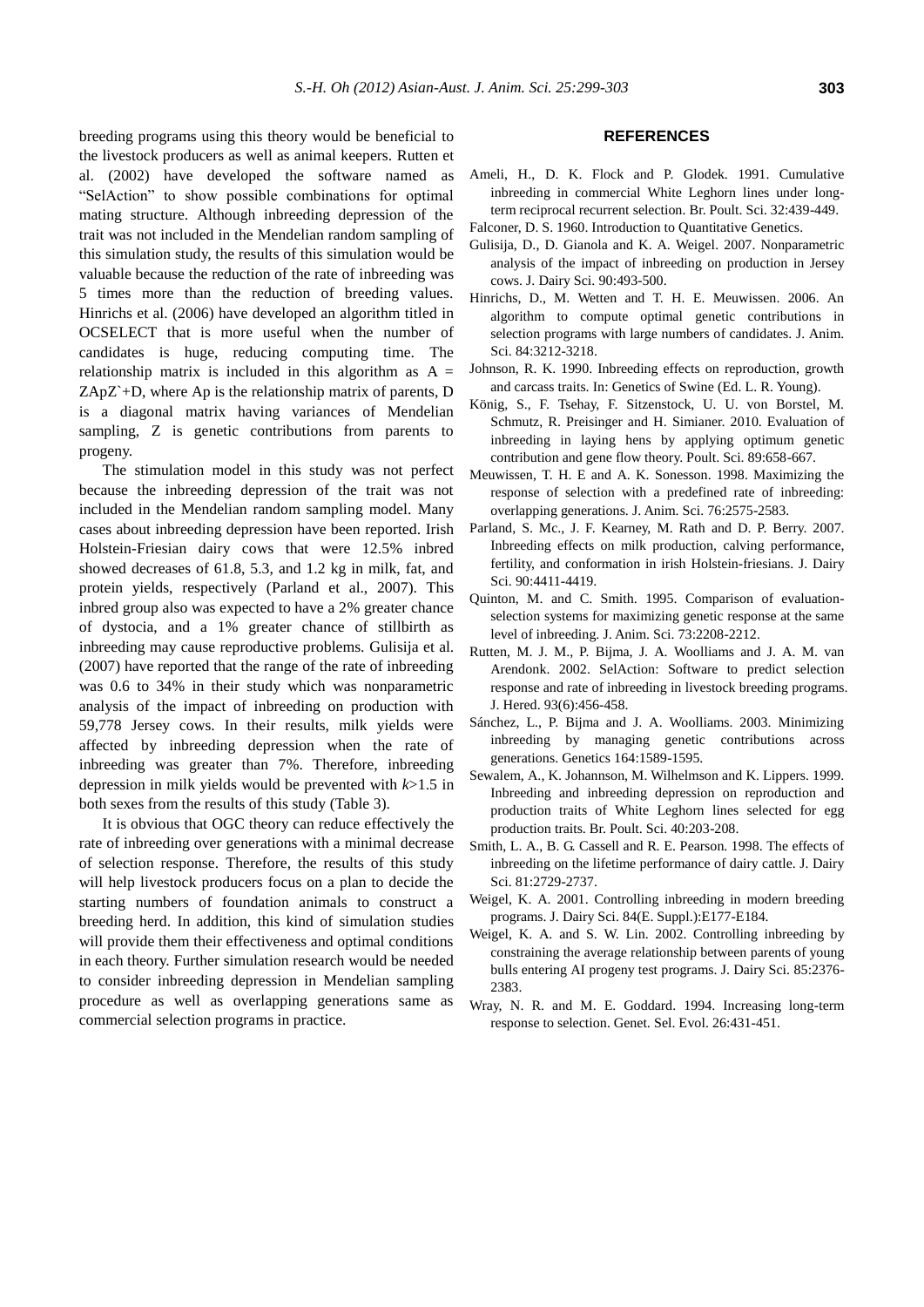breeding programs using this theory would be beneficial to the livestock producers as well as animal keepers. Rutten et al. (2002) have developed the software named as "SelAction" to show possible combinations for optimal mating structure. Although inbreeding depression of the trait was not included in the Mendelian random sampling of this simulation study, the results of this simulation would be valuable because the reduction of the rate of inbreeding was 5 times more than the reduction of breeding values. Hinrichs et al. (2006) have developed an algorithm titled in OCSELECT that is more useful when the number of candidates is huge, reducing computing time. The relationship matrix is included in this algorithm as $A = ZApZ`+D$, where Ap is the relationship matrix of parents, D is a diagonal matrix having variances of Mendelian sampling, Z is genetic contributions from parents to progeny.

The stimulation model in this study was not perfect because the inbreeding depression of the trait was not included in the Mendelian random sampling model. Many cases about inbreeding depression have been reported. Irish Holstein-Friesian dairy cows that were 12.5% inbred showed decreases of 61.8, 5.3, and 1.2 kg in milk, fat, and protein yields, respectively (Parland et al., 2007). This inbred group also was expected to have a 2% greater chance of dystocia, and a 1% greater chance of stillbirth as inbreeding may cause reproductive problems. Gulisija et al. (2007) have reported that the range of the rate of inbreeding was 0.6 to 34% in their study which was nonparametric analysis of the impact of inbreeding on production with 59,778 Jersey cows. In their results, milk yields were affected by inbreeding depression when the rate of inbreeding was greater than 7%. Therefore, inbreeding depression in milk yields would be prevented with $k$>1.5 in both sexes from the results of this study (Table 3).

It is obvious that OGC theory can reduce effectively the rate of inbreeding over generations with a minimal decrease of selection response. Therefore, the results of this study will help livestock producers focus on a plan to decide the starting numbers of foundation animals to construct a breeding herd. In addition, this kind of simulation studies will provide them their effectiveness and optimal conditions in each theory. Further simulation research would be needed to consider inbreeding depression in Mendelian sampling procedure as well as overlapping generations same as commercial selection programs in practice.

## REFERENCES

Ameli, H., D. K. Flock and P. Glodek. 1991. Cumulative inbreeding in commercial White Leghorn lines under long-term reciprocal recurrent selection. Br. Poult. Sci. 32:439-449.

Falconer, D. S. 1960. Introduction to Quantitative Genetics.

Gulisija, D., D. Gianola and K. A. Weigel. 2007. Nonparametric analysis of the impact of inbreeding on production in Jersey cows. J. Dairy Sci. 90:493-500.

Hinrichs, D., M. Wetten and T. H. E. Meuwissen. 2006. An algorithm to compute optimal genetic contributions in selection programs with large numbers of candidates. J. Anim. Sci. 84:3212-3218.

Johnson, R. K. 1990. Inbreeding effects on reproduction, growth and carcass traits. In: Genetics of Swine (Ed. L. R. Young).

König, S., F. Tsehay, F. Sitzenstock, U. U. von Borstel, M. Schmutz, R. Preisinger and H. Simianer. 2010. Evaluation of inbreeding in laying hens by applying optimum genetic contribution and gene flow theory. Poult. Sci. 89:658-667.

Meuwissen, T. H. E and A. K. Sonesson. 1998. Maximizing the response of selection with a predefined rate of inbreeding: overlapping generations. J. Anim. Sci. 76:2575-2583.

Parland, S. Mc., J. F. Kearney, M. Rath and D. P. Berry. 2007. Inbreeding effects on milk production, calving performance, fertility, and conformation in irish Holstein-friesians. J. Dairy Sci. 90:4411-4419.

Quinton, M. and C. Smith. 1995. Comparison of evaluation-selection systems for maximizing genetic response at the same level of inbreeding. J. Anim. Sci. 73:2208-2212.

Rutten, M. J. M., P. Bijma, J. A. Woolliams and J. A. M. van Arendonk. 2002. SelAction: Software to predict selection response and rate of inbreeding in livestock breeding programs. J. Hered. 93(6):456-458.

Sánchez, L., P. Bijma and J. A. Woolliams. 2003. Minimizing inbreeding by managing genetic contributions across generations. Genetics 164:1589-1595.

Sewalem, A., K. Johannson, M. Wilhelmson and K. Lippers. 1999. Inbreeding and inbreeding depression on reproduction and production traits of White Leghorn lines selected for egg production traits. Br. Poult. Sci. 40:203-208.

Smith, L. A., B. G. Cassell and R. E. Pearson. 1998. The effects of inbreeding on the lifetime performance of dairy cattle. J. Dairy Sci. 81:2729-2737.

Weigel, K. A. 2001. Controlling inbreeding in modern breeding programs. J. Dairy Sci. 84(E. Suppl.):E177-E184.

Weigel, K. A. and S. W. Lin. 2002. Controlling inbreeding by constraining the average relationship between parents of young bulls entering AI progeny test programs. J. Dairy Sci. 85:2376-2383.

Wray, N. R. and M. E. Goddard. 1994. Increasing long-term response to selection. Genet. Sel. Evol. 26:431-451.